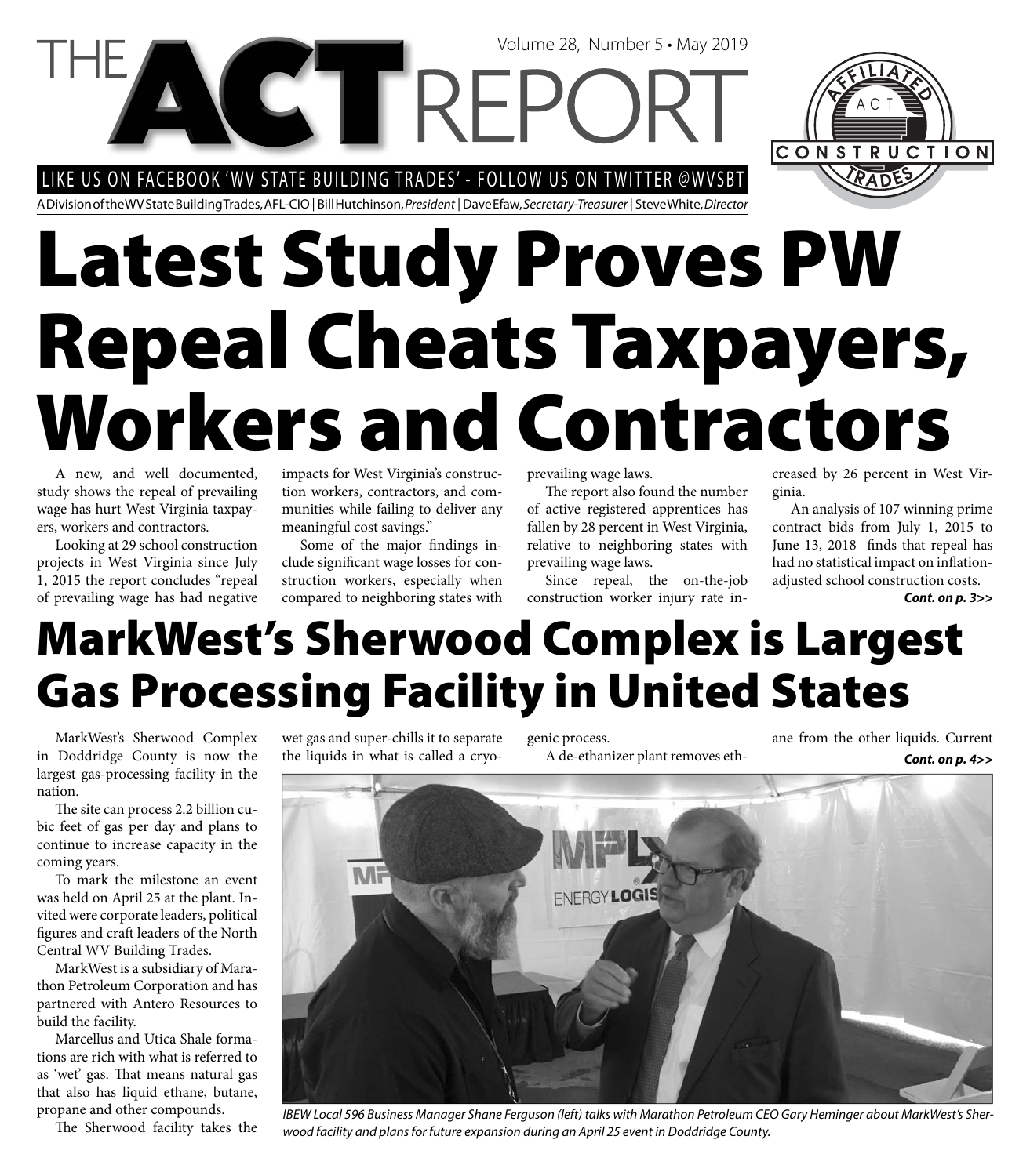# THE ACT REPORT

Volume 28, Number 5 • May 2019

LIKE US ON FACEBOOK 'WV STATE BUILDING TRADES' - FOLLOW US ON TWITTER @WVSBT

A Division of the WV State Building Trades, AFL-CIO | Bill Hutchinson, *President* | Dave Efaw, *Secretary-Treasurer* | Steve White, *Director*

# Latest Study Proves PW Repeal Cheats Taxpayers, Workers and Contractors

A new, and well documented, study shows the repeal of prevailing wage has hurt West Virginia taxpayers, workers and contractors.

Looking at 29 school construction projects in West Virginia since July 1, 2015 the report concludes "repeal of prevailing wage has had negative impacts for West Virginia's construction workers, contractors, and communities while failing to deliver any meaningful cost savings."

Some of the major findings include significant wage losses for construction workers, especially when compared to neighboring states with prevailing wage laws.

The report also found the number of active registered apprentices has fallen by 28 percent in West Virginia, relative to neighboring states with prevailing wage laws.

Since repeal, the on-the-job construction worker injury rate increased by 26 percent in West Virginia.

An analysis of 107 winning prime contract bids from July 1, 2015 to June 13, 2018 finds that repeal has had no statistical impact on inflation-adjusted school construction costs.

***Cont. on p. 3>>***

# MarkWest's Sherwood Complex is Largest Gas Processing Facility in United States

MarkWest's Sherwood Complex in Doddridge County is now the largest gas-processing facility in the nation.

The site can process 2.2 billion cubic feet of gas per day and plans to continue to increase capacity in the coming years.

To mark the milestone an event was held on April 25 at the plant. Invited were corporate leaders, political figures and craft leaders of the North Central WV Building Trades.

MarkWest is a subsidiary of Marathon Petroleum Corporation and has partnered with Antero Resources to build the facility.

Marcellus and Utica Shale formations are rich with what is referred to as 'wet' gas. That means natural gas that also has liquid ethane, butane, propane and other compounds.

The Sherwood facility takes the wet gas and super-chills it to separate the liquids in what is called a cryogenic process.

A de-ethanizer plant removes ethane from the other liquids. Current

***Cont. on p. 4>>***

*IBEW Local 596 Business Manager Shane Ferguson (left) talks with Marathon Petroleum CEO Gary Heminger about MarkWest's Sherwood facility and plans for future expansion during an April 25 event in Doddridge County.*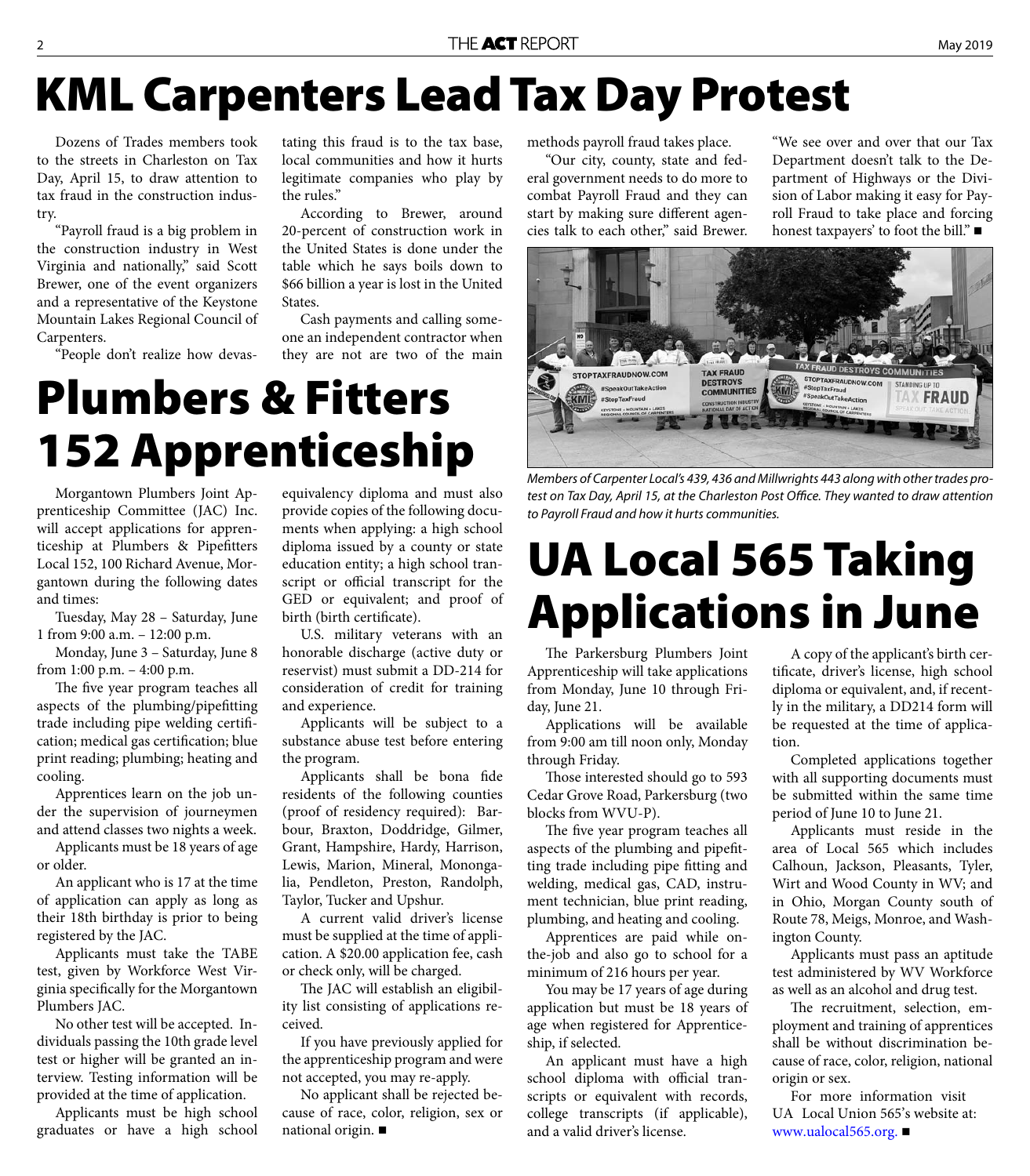# KML Carpenters Lead Tax Day Protest

Dozens of Trades members took to the streets in Charleston on Tax Day, April 15, to draw attention to tax fraud in the construction industry.

"Payroll fraud is a big problem in the construction industry in West Virginia and nationally," said Scott Brewer, one of the event organizers and a representative of the Keystone Mountain Lakes Regional Council of Carpenters.

"People don't realize how devastating this fraud is to the tax base, local communities and how it hurts legitimate companies who play by the rules."

According to Brewer, around 20-percent of construction work in the United States is done under the table which he says boils down to $66 billion a year is lost in the United States.

Cash payments and calling someone an independent contractor when they are not are two of the main methods payroll fraud takes place.

"Our city, county, state and federal government needs to do more to combat Payroll Fraud and they can start by making sure different agencies talk to each other," said Brewer.

"We see over and over that our Tax Department doesn't talk to the Department of Highways or the Division of Labor making it easy for Payroll Fraud to take place and forcing honest taxpayers' to foot the bill." ■

*Members of Carpenter Local's 439, 436 and Millwrights 443 along with other trades protest on Tax Day, April 15, at the Charleston Post Office. They wanted to draw attention to Payroll Fraud and how it hurts communities.*

# Plumbers & Fitters 152 Apprenticeship

Morgantown Plumbers Joint Apprenticeship Committee (JAC) Inc. will accept applications for apprenticeship at Plumbers & Pipefitters Local 152, 100 Richard Avenue, Morgantown during the following dates and times:

Tuesday, May 28 – Saturday, June 1 from 9:00 a.m. – 12:00 p.m.

Monday, June 3 – Saturday, June 8 from 1:00 p.m. – 4:00 p.m.

The five year program teaches all aspects of the plumbing/pipefitting trade including pipe welding certification; medical gas certification; blue print reading; plumbing; heating and cooling.

Apprentices learn on the job under the supervision of journeymen and attend classes two nights a week.

Applicants must be 18 years of age or older.

An applicant who is 17 at the time of application can apply as long as their 18th birthday is prior to being registered by the JAC.

Applicants must take the TABE test, given by Workforce West Virginia specifically for the Morgantown Plumbers JAC.

No other test will be accepted. Individuals passing the 10th grade level test or higher will be granted an interview. Testing information will be provided at the time of application.

Applicants must be high school graduates or have a high school equivalency diploma and must also provide copies of the following documents when applying: a high school diploma issued by a county or state education entity; a high school transcript or official transcript for the GED or equivalent; and proof of birth (birth certificate).

U.S. military veterans with an honorable discharge (active duty or reservist) must submit a DD-214 for consideration of credit for training and experience.

Applicants will be subject to a substance abuse test before entering the program.

Applicants shall be bona fide residents of the following counties (proof of residency required): Barbour, Braxton, Doddridge, Gilmer, Grant, Hampshire, Hardy, Harrison, Lewis, Marion, Mineral, Monongalia, Pendleton, Preston, Randolph, Taylor, Tucker and Upshur.

A current valid driver's license must be supplied at the time of application. A $20.00 application fee, cash or check only, will be charged.

The JAC will establish an eligibility list consisting of applications received.

If you have previously applied for the apprenticeship program and were not accepted, you may re-apply.

No applicant shall be rejected because of race, color, religion, sex or national origin. ■

# UA Local 565 Taking Applications in June

The Parkersburg Plumbers Joint Apprenticeship will take applications from Monday, June 10 through Friday, June 21.

Applications will be available from 9:00 am till noon only, Monday through Friday.

Those interested should go to 593 Cedar Grove Road, Parkersburg (two blocks from WVU-P).

The five year program teaches all aspects of the plumbing and pipefitting trade including pipe fitting and welding, medical gas, CAD, instrument technician, blue print reading, plumbing, and heating and cooling.

Apprentices are paid while on-the-job and also go to school for a minimum of 216 hours per year.

You may be 17 years of age during application but must be 18 years of age when registered for Apprenticeship, if selected.

An applicant must have a high school diploma with official transcripts or equivalent with records, college transcripts (if applicable), and a valid driver's license.

A copy of the applicant's birth certificate, driver's license, high school diploma or equivalent, and, if recently in the military, a DD214 form will be requested at the time of application.

Completed applications together with all supporting documents must be submitted within the same time period of June 10 to June 21.

Applicants must reside in the area of Local 565 which includes Calhoun, Jackson, Pleasants, Tyler, Wirt and Wood County in WV; and in Ohio, Morgan County south of Route 78, Meigs, Monroe, and Washington County.

Applicants must pass an aptitude test administered by WV Workforce as well as an alcohol and drug test.

The recruitment, selection, employment and training of apprentices shall be without discrimination because of race, color, religion, national origin or sex.

For more information visit UA Local Union 565's website at: www.ualocal565.org. ■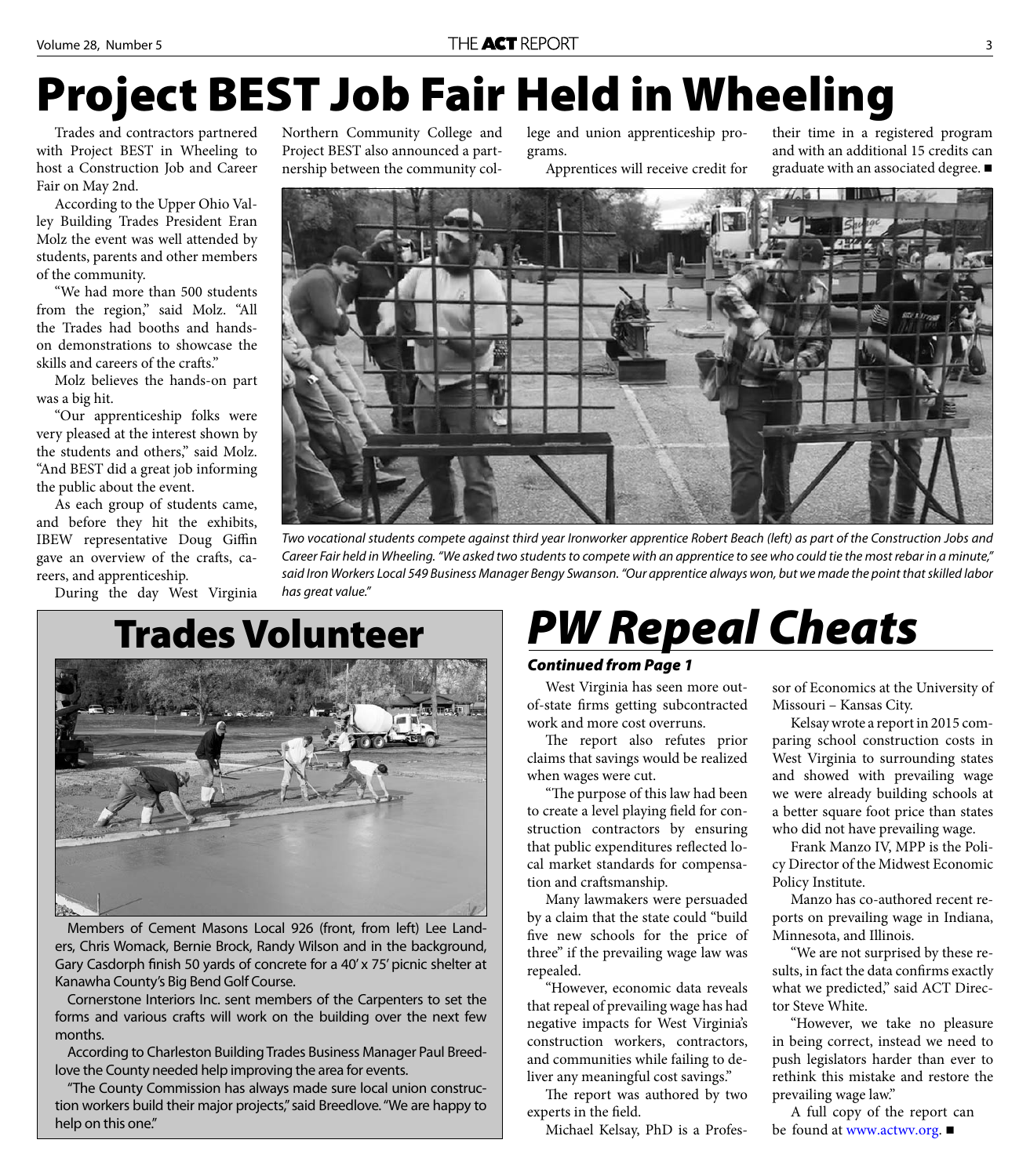# Project BEST Job Fair Held in Wheeling

Trades and contractors partnered with Project BEST in Wheeling to host a Construction Job and Career Fair on May 2nd.

According to the Upper Ohio Valley Building Trades President Eran Molz the event was well attended by students, parents and other members of the community.

"We had more than 500 students from the region," said Molz. "All the Trades had booths and hands-on demonstrations to showcase the skills and careers of the crafts."

Molz believes the hands-on part was a big hit.

"Our apprenticeship folks were very pleased at the interest shown by the students and others," said Molz. "And BEST did a great job informing the public about the event.

As each group of students came, and before they hit the exhibits, IBEW representative Doug Giffin gave an overview of the crafts, careers, and apprenticeship.

During the day West Virginia Northern Community College and Project BEST also announced a partnership between the community college and union apprenticeship programs.

Apprentices will receive credit for their time in a registered program and with an additional 15 credits can graduate with an associated degree. ■

*Two vocational students compete against third year Ironworker apprentice Robert Beach (left) as part of the Construction Jobs and Career Fair held in Wheeling. "We asked two students to compete with an apprentice to see who could tie the most rebar in a minute," said Iron Workers Local 549 Business Manager Bengy Swanson. "Our apprentice always won, but we made the point that skilled labor has great value."*

## Trades Volunteer

Members of Cement Masons Local 926 (front, from left) Lee Landers, Chris Womack, Bernie Brock, Randy Wilson and in the background, Gary Casdorph finish 50 yards of concrete for a 40' x 75' picnic shelter at Kanawha County's Big Bend Golf Course.

Cornerstone Interiors Inc. sent members of the Carpenters to set the forms and various crafts will work on the building over the next few months.

According to Charleston Building Trades Business Manager Paul Breedlove the County needed help improving the area for events.

"The County Commission has always made sure local union construction workers build their major projects," said Breedlove. "We are happy to help on this one."

## *PW Repeal Cheats*

***Continued from Page 1***

West Virginia has seen more out-of-state firms getting subcontracted work and more cost overruns.

The report also refutes prior claims that savings would be realized when wages were cut.

"The purpose of this law had been to create a level playing field for construction contractors by ensuring that public expenditures reflected local market standards for compensation and craftsmanship.

Many lawmakers were persuaded by a claim that the state could "build five new schools for the price of three" if the prevailing wage law was repealed.

"However, economic data reveals that repeal of prevailing wage has had negative impacts for West Virginia's construction workers, contractors, and communities while failing to deliver any meaningful cost savings."

The report was authored by two experts in the field.

Michael Kelsay, PhD is a Professor of Economics at the University of Missouri – Kansas City.

Kelsay wrote a report in 2015 comparing school construction costs in West Virginia to surrounding states and showed with prevailing wage we were already building schools at a better square foot price than states who did not have prevailing wage.

Frank Manzo IV, MPP is the Policy Director of the Midwest Economic Policy Institute.

Manzo has co-authored recent reports on prevailing wage in Indiana, Minnesota, and Illinois.

"We are not surprised by these results, in fact the data confirms exactly what we predicted," said ACT Director Steve White.

"However, we take no pleasure in being correct, instead we need to push legislators harder than ever to rethink this mistake and restore the prevailing wage law."

A full copy of the report can be found at www.actwv.org. ■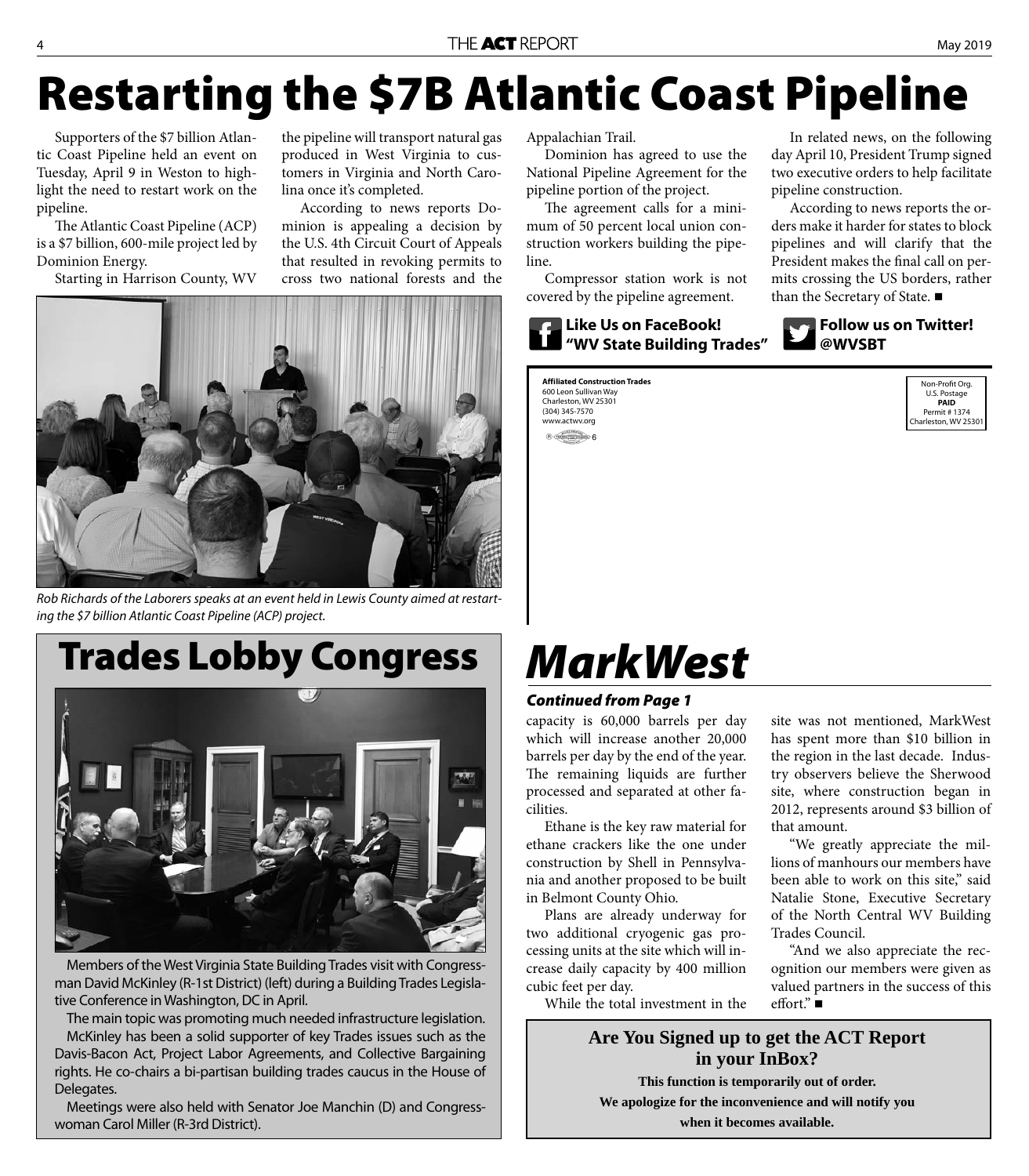# Restarting the $7B Atlantic Coast Pipeline

Supporters of the $7 billion Atlantic Coast Pipeline held an event on Tuesday, April 9 in Weston to highlight the need to restart work on the pipeline.

The Atlantic Coast Pipeline (ACP) is a $7 billion, 600-mile project led by Dominion Energy.

Starting in Harrison County, WV the pipeline will transport natural gas produced in West Virginia to customers in Virginia and North Carolina once it's completed.

According to news reports Dominion is appealing a decision by the U.S. 4th Circuit Court of Appeals that resulted in revoking permits to cross two national forests and the Appalachian Trail.

Dominion has agreed to use the National Pipeline Agreement for the pipeline portion of the project.

The agreement calls for a minimum of 50 percent local union construction workers building the pipeline.

Compressor station work is not covered by the pipeline agreement.

In related news, on the following day April 10, President Trump signed two executive orders to help facilitate pipeline construction.

According to news reports the orders make it harder for states to block pipelines and will clarify that the President makes the final call on permits crossing the US borders, rather than the Secretary of State. ■

*Rob Richards of the Laborers speaks at an event held in Lewis County aimed at restarting the $7 billion Atlantic Coast Pipeline (ACP) project.*

**Like Us on FaceBook! "WV State Building Trades"**

**Follow us on Twitter! @WVSBT**

**Affiliated Construction Trades**
600 Leon Sullivan Way
Charleston, WV 25301
(304) 345-7570
www.actwv.org

Non-Profit Org.
U.S. Postage
**PAID**
Permit # 1374
Charleston, WV 25301

## Trades Lobby Congress

Members of the West Virginia State Building Trades visit with Congressman David McKinley (R-1st District) (left) during a Building Trades Legislative Conference in Washington, DC in April.

The main topic was promoting much needed infrastructure legislation.

McKinley has been a solid supporter of key Trades issues such as the Davis-Bacon Act, Project Labor Agreements, and Collective Bargaining rights. He co-chairs a bi-partisan building trades caucus in the House of Delegates.

Meetings were also held with Senator Joe Manchin (D) and Congresswoman Carol Miller (R-3rd District).

## *MarkWest*

***Continued from Page 1***

capacity is 60,000 barrels per day which will increase another 20,000 barrels per day by the end of the year. The remaining liquids are further processed and separated at other facilities.

Ethane is the key raw material for ethane crackers like the one under construction by Shell in Pennsylvania and another proposed to be built in Belmont County Ohio.

Plans are already underway for two additional cryogenic gas processing units at the site which will increase daily capacity by 400 million cubic feet per day.

While the total investment in the site was not mentioned, MarkWest has spent more than $10 billion in the region in the last decade. Industry observers believe the Sherwood site, where construction began in 2012, represents around $3 billion of that amount.

"We greatly appreciate the millions of manhours our members have been able to work on this site," said Natalie Stone, Executive Secretary of the North Central WV Building Trades Council.

"And we also appreciate the recognition our members were given as valued partners in the success of this effort." ■

**Are You Signed up to get the ACT Report in your InBox?**

**This function is temporarily out of order.**
**We apologize for the inconvenience and will notify you when it becomes available.**